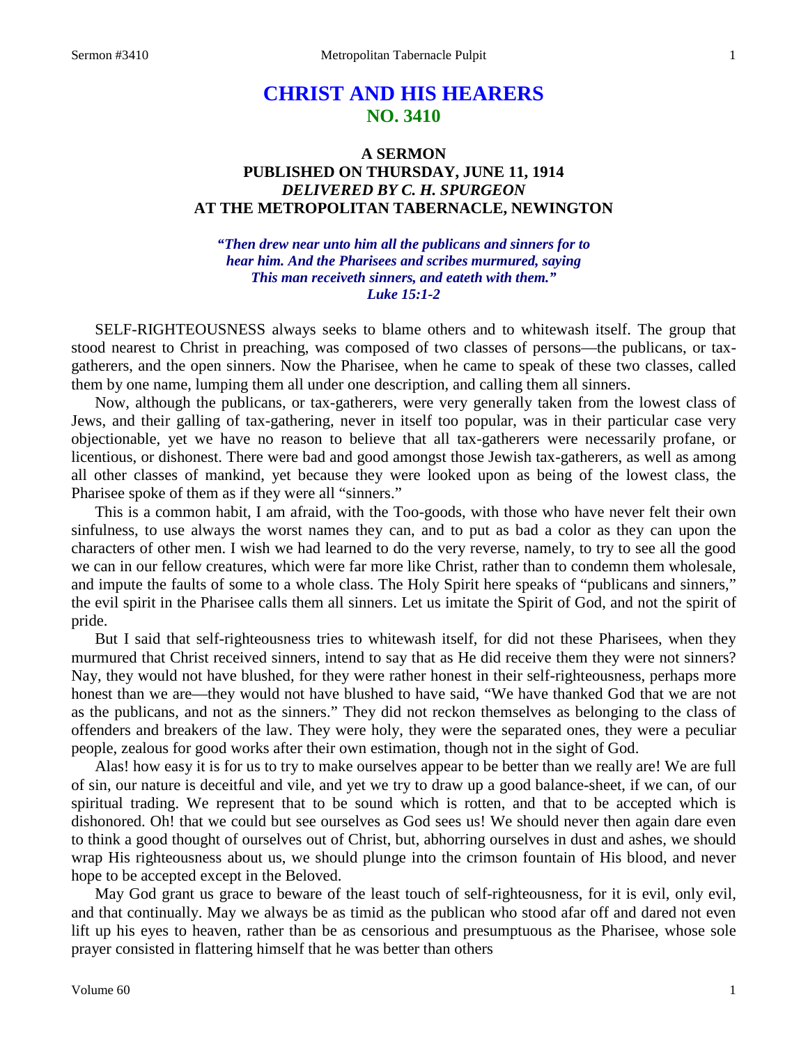# CHRIST AND HIS HEARERS
## NO. 3410

### A SERMON
### PUBLISHED ON THURSDAY, JUNE 11, 1914
### *DELIVERED BY C. H. SPURGEON*
### AT THE METROPOLITAN TABERNACLE, NEWINGTON

***"Then drew near unto him all the publicans and sinners for to hear him. And the Pharisees and scribes murmured, saying This man receiveth sinners, and eateth with them." Luke 15:1-2***

SELF-RIGHTEOUSNESS always seeks to blame others and to whitewash itself. The group that stood nearest to Christ in preaching, was composed of two classes of persons—the publicans, or tax-gatherers, and the open sinners. Now the Pharisee, when he came to speak of these two classes, called them by one name, lumping them all under one description, and calling them all sinners.

Now, although the publicans, or tax-gatherers, were very generally taken from the lowest class of Jews, and their galling of tax-gathering, never in itself too popular, was in their particular case very objectionable, yet we have no reason to believe that all tax-gatherers were necessarily profane, or licentious, or dishonest. There were bad and good amongst those Jewish tax-gatherers, as well as among all other classes of mankind, yet because they were looked upon as being of the lowest class, the Pharisee spoke of them as if they were all "sinners."

This is a common habit, I am afraid, with the Too-goods, with those who have never felt their own sinfulness, to use always the worst names they can, and to put as bad a color as they can upon the characters of other men. I wish we had learned to do the very reverse, namely, to try to see all the good we can in our fellow creatures, which were far more like Christ, rather than to condemn them wholesale, and impute the faults of some to a whole class. The Holy Spirit here speaks of "publicans and sinners," the evil spirit in the Pharisee calls them all sinners. Let us imitate the Spirit of God, and not the spirit of pride.

But I said that self-righteousness tries to whitewash itself, for did not these Pharisees, when they murmured that Christ received sinners, intend to say that as He did receive them they were not sinners? Nay, they would not have blushed, for they were rather honest in their self-righteousness, perhaps more honest than we are—they would not have blushed to have said, "We have thanked God that we are not as the publicans, and not as the sinners." They did not reckon themselves as belonging to the class of offenders and breakers of the law. They were holy, they were the separated ones, they were a peculiar people, zealous for good works after their own estimation, though not in the sight of God.

Alas! how easy it is for us to try to make ourselves appear to be better than we really are! We are full of sin, our nature is deceitful and vile, and yet we try to draw up a good balance-sheet, if we can, of our spiritual trading. We represent that to be sound which is rotten, and that to be accepted which is dishonored. Oh! that we could but see ourselves as God sees us! We should never then again dare even to think a good thought of ourselves out of Christ, but, abhorring ourselves in dust and ashes, we should wrap His righteousness about us, we should plunge into the crimson fountain of His blood, and never hope to be accepted except in the Beloved.

May God grant us grace to beware of the least touch of self-righteousness, for it is evil, only evil, and that continually. May we always be as timid as the publican who stood afar off and dared not even lift up his eyes to heaven, rather than be as censorious and presumptuous as the Pharisee, whose sole prayer consisted in flattering himself that he was better than others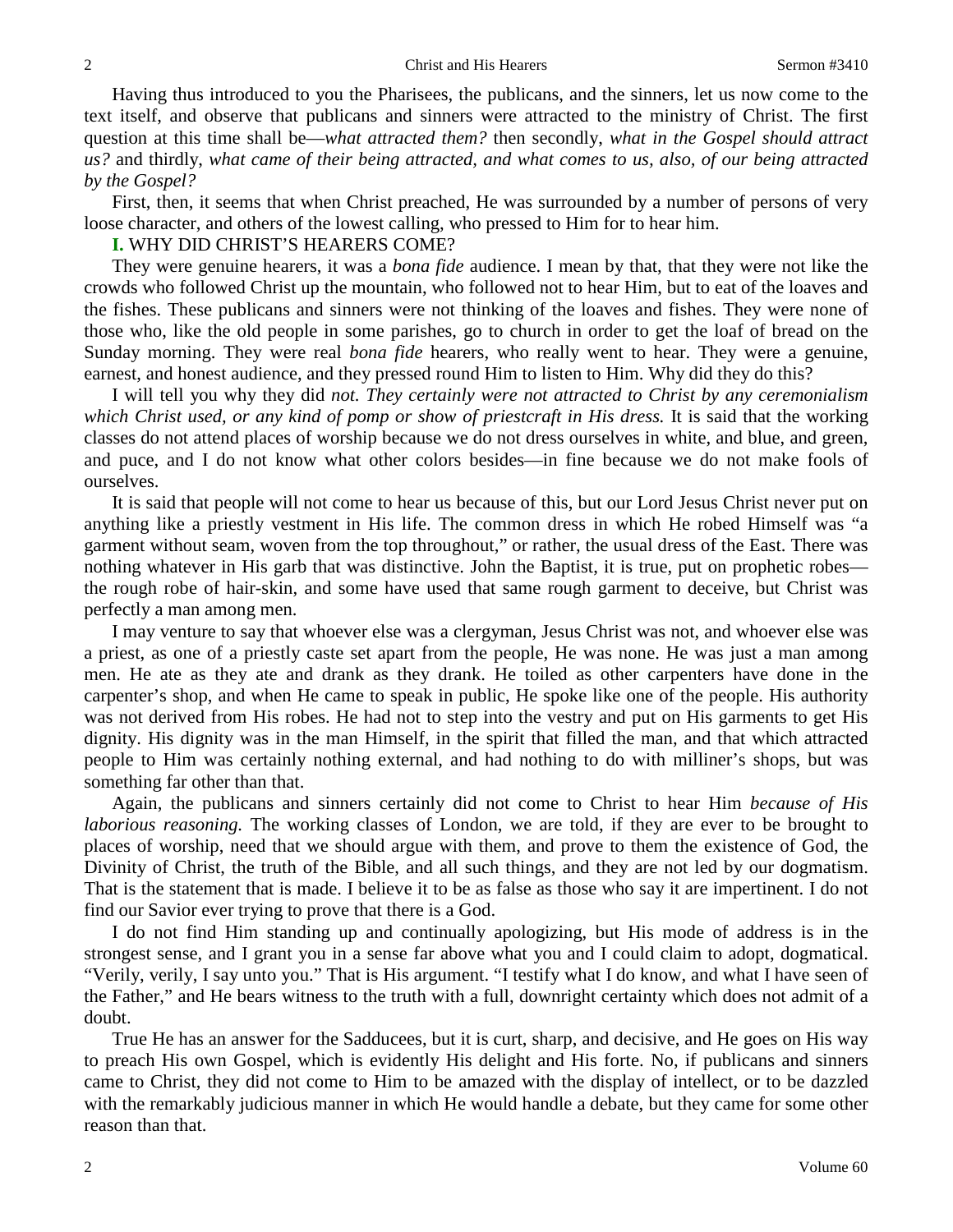Having thus introduced to you the Pharisees, the publicans, and the sinners, let us now come to the text itself, and observe that publicans and sinners were attracted to the ministry of Christ. The first question at this time shall be—*what attracted them?* then secondly, *what in the Gospel should attract us?* and thirdly, *what came of their being attracted, and what comes to us, also, of our being attracted by the Gospel?*

First, then, it seems that when Christ preached, He was surrounded by a number of persons of very loose character, and others of the lowest calling, who pressed to Him for to hear him.

**I.** WHY DID CHRIST'S HEARERS COME?

They were genuine hearers, it was a *bona fide* audience. I mean by that, that they were not like the crowds who followed Christ up the mountain, who followed not to hear Him, but to eat of the loaves and the fishes. These publicans and sinners were not thinking of the loaves and fishes. They were none of those who, like the old people in some parishes, go to church in order to get the loaf of bread on the Sunday morning. They were real *bona fide* hearers, who really went to hear. They were a genuine, earnest, and honest audience, and they pressed round Him to listen to Him. Why did they do this?

I will tell you why they did *not. They certainly were not attracted to Christ by any ceremonialism which Christ used, or any kind of pomp or show of priestcraft in His dress.* It is said that the working classes do not attend places of worship because we do not dress ourselves in white, and blue, and green, and puce, and I do not know what other colors besides—in fine because we do not make fools of ourselves.

It is said that people will not come to hear us because of this, but our Lord Jesus Christ never put on anything like a priestly vestment in His life. The common dress in which He robed Himself was "a garment without seam, woven from the top throughout," or rather, the usual dress of the East. There was nothing whatever in His garb that was distinctive. John the Baptist, it is true, put on prophetic robes—the rough robe of hair-skin, and some have used that same rough garment to deceive, but Christ was perfectly a man among men.

I may venture to say that whoever else was a clergyman, Jesus Christ was not, and whoever else was a priest, as one of a priestly caste set apart from the people, He was none. He was just a man among men. He ate as they ate and drank as they drank. He toiled as other carpenters have done in the carpenter's shop, and when He came to speak in public, He spoke like one of the people. His authority was not derived from His robes. He had not to step into the vestry and put on His garments to get His dignity. His dignity was in the man Himself, in the spirit that filled the man, and that which attracted people to Him was certainly nothing external, and had nothing to do with milliner's shops, but was something far other than that.

Again, the publicans and sinners certainly did not come to Christ to hear Him *because of His laborious reasoning.* The working classes of London, we are told, if they are ever to be brought to places of worship, need that we should argue with them, and prove to them the existence of God, the Divinity of Christ, the truth of the Bible, and all such things, and they are not led by our dogmatism. That is the statement that is made. I believe it to be as false as those who say it are impertinent. I do not find our Savior ever trying to prove that there is a God.

I do not find Him standing up and continually apologizing, but His mode of address is in the strongest sense, and I grant you in a sense far above what you and I could claim to adopt, dogmatical. "Verily, verily, I say unto you." That is His argument. "I testify what I do know, and what I have seen of the Father," and He bears witness to the truth with a full, downright certainty which does not admit of a doubt.

True He has an answer for the Sadducees, but it is curt, sharp, and decisive, and He goes on His way to preach His own Gospel, which is evidently His delight and His forte. No, if publicans and sinners came to Christ, they did not come to Him to be amazed with the display of intellect, or to be dazzled with the remarkably judicious manner in which He would handle a debate, but they came for some other reason than that.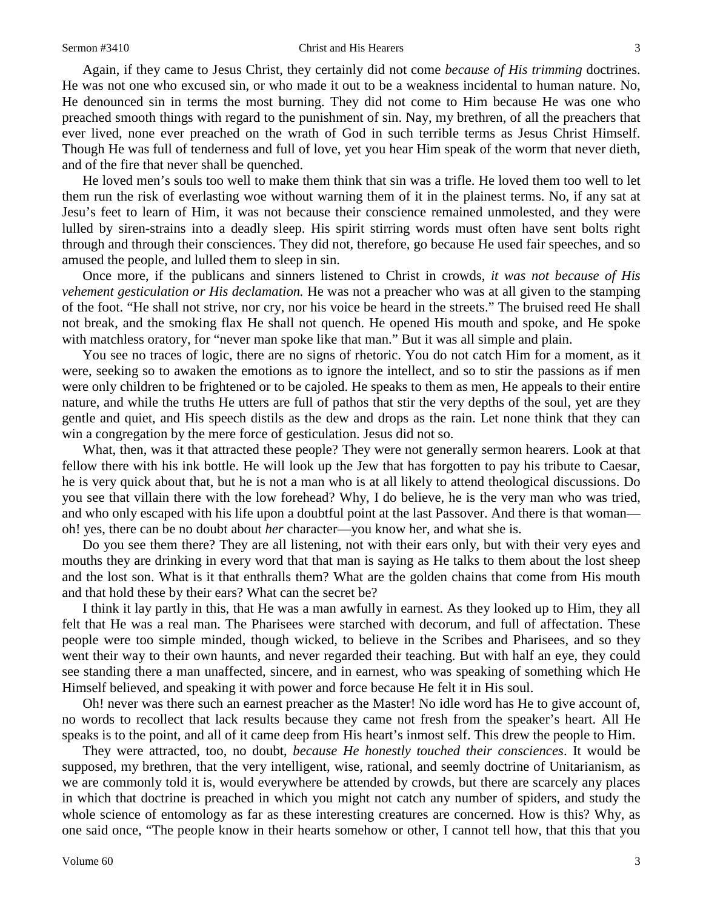Again, if they came to Jesus Christ, they certainly did not come *because of His trimming* doctrines. He was not one who excused sin, or who made it out to be a weakness incidental to human nature. No, He denounced sin in terms the most burning. They did not come to Him because He was one who preached smooth things with regard to the punishment of sin. Nay, my brethren, of all the preachers that ever lived, none ever preached on the wrath of God in such terrible terms as Jesus Christ Himself. Though He was full of tenderness and full of love, yet you hear Him speak of the worm that never dieth, and of the fire that never shall be quenched.

He loved men's souls too well to make them think that sin was a trifle. He loved them too well to let them run the risk of everlasting woe without warning them of it in the plainest terms. No, if any sat at Jesu's feet to learn of Him, it was not because their conscience remained unmolested, and they were lulled by siren-strains into a deadly sleep. His spirit stirring words must often have sent bolts right through and through their consciences. They did not, therefore, go because He used fair speeches, and so amused the people, and lulled them to sleep in sin.

Once more, if the publicans and sinners listened to Christ in crowds, *it was not because of His vehement gesticulation or His declamation.* He was not a preacher who was at all given to the stamping of the foot. "He shall not strive, nor cry, nor his voice be heard in the streets." The bruised reed He shall not break, and the smoking flax He shall not quench. He opened His mouth and spoke, and He spoke with matchless oratory, for "never man spoke like that man." But it was all simple and plain.

You see no traces of logic, there are no signs of rhetoric. You do not catch Him for a moment, as it were, seeking so to awaken the emotions as to ignore the intellect, and so to stir the passions as if men were only children to be frightened or to be cajoled. He speaks to them as men, He appeals to their entire nature, and while the truths He utters are full of pathos that stir the very depths of the soul, yet are they gentle and quiet, and His speech distils as the dew and drops as the rain. Let none think that they can win a congregation by the mere force of gesticulation. Jesus did not so.

What, then, was it that attracted these people? They were not generally sermon hearers. Look at that fellow there with his ink bottle. He will look up the Jew that has forgotten to pay his tribute to Caesar, he is very quick about that, but he is not a man who is at all likely to attend theological discussions. Do you see that villain there with the low forehead? Why, I do believe, he is the very man who was tried, and who only escaped with his life upon a doubtful point at the last Passover. And there is that woman—oh! yes, there can be no doubt about *her* character—you know her, and what she is.

Do you see them there? They are all listening, not with their ears only, but with their very eyes and mouths they are drinking in every word that that man is saying as He talks to them about the lost sheep and the lost son. What is it that enthralls them? What are the golden chains that come from His mouth and that hold these by their ears? What can the secret be?

I think it lay partly in this, that He was a man awfully in earnest. As they looked up to Him, they all felt that He was a real man. The Pharisees were starched with decorum, and full of affectation. These people were too simple minded, though wicked, to believe in the Scribes and Pharisees, and so they went their way to their own haunts, and never regarded their teaching. But with half an eye, they could see standing there a man unaffected, sincere, and in earnest, who was speaking of something which He Himself believed, and speaking it with power and force because He felt it in His soul.

Oh! never was there such an earnest preacher as the Master! No idle word has He to give account of, no words to recollect that lack results because they came not fresh from the speaker's heart. All He speaks is to the point, and all of it came deep from His heart's inmost self. This drew the people to Him.

They were attracted, too, no doubt, *because He honestly touched their consciences*. It would be supposed, my brethren, that the very intelligent, wise, rational, and seemly doctrine of Unitarianism, as we are commonly told it is, would everywhere be attended by crowds, but there are scarcely any places in which that doctrine is preached in which you might not catch any number of spiders, and study the whole science of entomology as far as these interesting creatures are concerned. How is this? Why, as one said once, "The people know in their hearts somehow or other, I cannot tell how, that this that you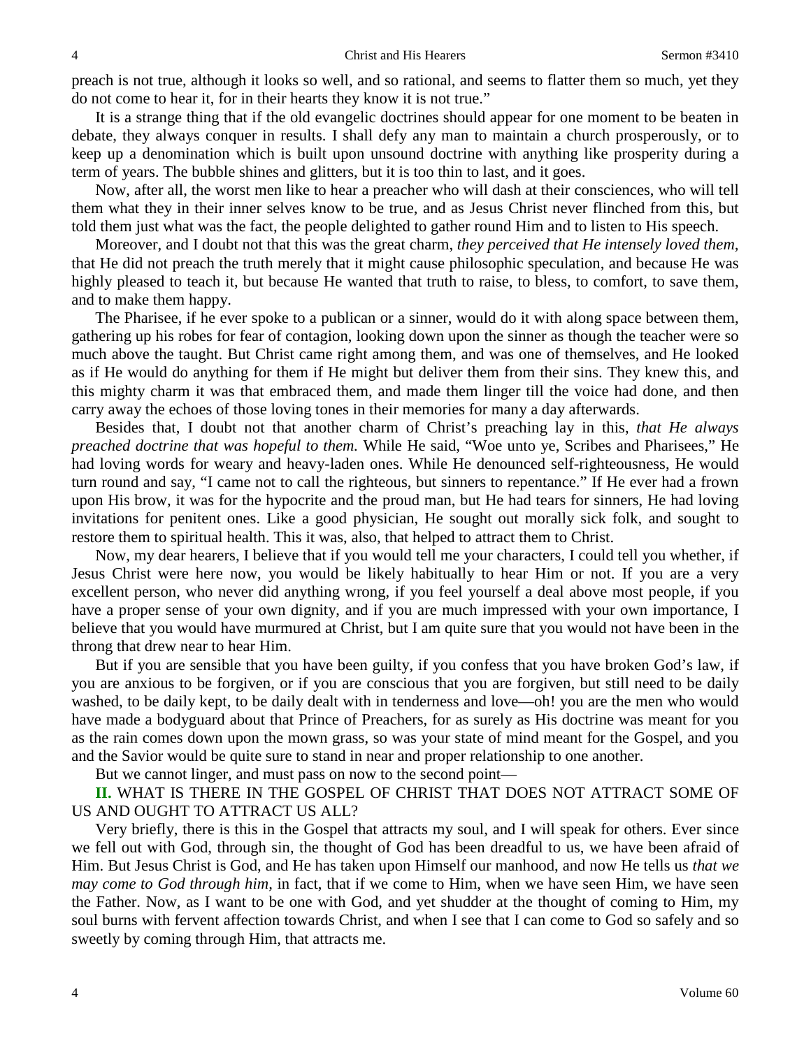preach is not true, although it looks so well, and so rational, and seems to flatter them so much, yet they do not come to hear it, for in their hearts they know it is not true."

It is a strange thing that if the old evangelic doctrines should appear for one moment to be beaten in debate, they always conquer in results. I shall defy any man to maintain a church prosperously, or to keep up a denomination which is built upon unsound doctrine with anything like prosperity during a term of years. The bubble shines and glitters, but it is too thin to last, and it goes.

Now, after all, the worst men like to hear a preacher who will dash at their consciences, who will tell them what they in their inner selves know to be true, and as Jesus Christ never flinched from this, but told them just what was the fact, the people delighted to gather round Him and to listen to His speech.

Moreover, and I doubt not that this was the great charm, *they perceived that He intensely loved them,* that He did not preach the truth merely that it might cause philosophic speculation, and because He was highly pleased to teach it, but because He wanted that truth to raise, to bless, to comfort, to save them, and to make them happy.

The Pharisee, if he ever spoke to a publican or a sinner, would do it with along space between them, gathering up his robes for fear of contagion, looking down upon the sinner as though the teacher were so much above the taught. But Christ came right among them, and was one of themselves, and He looked as if He would do anything for them if He might but deliver them from their sins. They knew this, and this mighty charm it was that embraced them, and made them linger till the voice had done, and then carry away the echoes of those loving tones in their memories for many a day afterwards.

Besides that, I doubt not that another charm of Christ's preaching lay in this, *that He always preached doctrine that was hopeful to them.* While He said, "Woe unto ye, Scribes and Pharisees," He had loving words for weary and heavy-laden ones. While He denounced self-righteousness, He would turn round and say, "I came not to call the righteous, but sinners to repentance." If He ever had a frown upon His brow, it was for the hypocrite and the proud man, but He had tears for sinners, He had loving invitations for penitent ones. Like a good physician, He sought out morally sick folk, and sought to restore them to spiritual health. This it was, also, that helped to attract them to Christ.

Now, my dear hearers, I believe that if you would tell me your characters, I could tell you whether, if Jesus Christ were here now, you would be likely habitually to hear Him or not. If you are a very excellent person, who never did anything wrong, if you feel yourself a deal above most people, if you have a proper sense of your own dignity, and if you are much impressed with your own importance, I believe that you would have murmured at Christ, but I am quite sure that you would not have been in the throng that drew near to hear Him.

But if you are sensible that you have been guilty, if you confess that you have broken God's law, if you are anxious to be forgiven, or if you are conscious that you are forgiven, but still need to be daily washed, to be daily kept, to be daily dealt with in tenderness and love—oh! you are the men who would have made a bodyguard about that Prince of Preachers, for as surely as His doctrine was meant for you as the rain comes down upon the mown grass, so was your state of mind meant for the Gospel, and you and the Savior would be quite sure to stand in near and proper relationship to one another.

But we cannot linger, and must pass on now to the second point—

**II.** WHAT IS THERE IN THE GOSPEL OF CHRIST THAT DOES NOT ATTRACT SOME OF US AND OUGHT TO ATTRACT US ALL?

Very briefly, there is this in the Gospel that attracts my soul, and I will speak for others. Ever since we fell out with God, through sin, the thought of God has been dreadful to us, we have been afraid of Him. But Jesus Christ is God, and He has taken upon Himself our manhood, and now He tells us *that we may come to God through him,* in fact, that if we come to Him, when we have seen Him, we have seen the Father. Now, as I want to be one with God, and yet shudder at the thought of coming to Him, my soul burns with fervent affection towards Christ, and when I see that I can come to God so safely and so sweetly by coming through Him, that attracts me.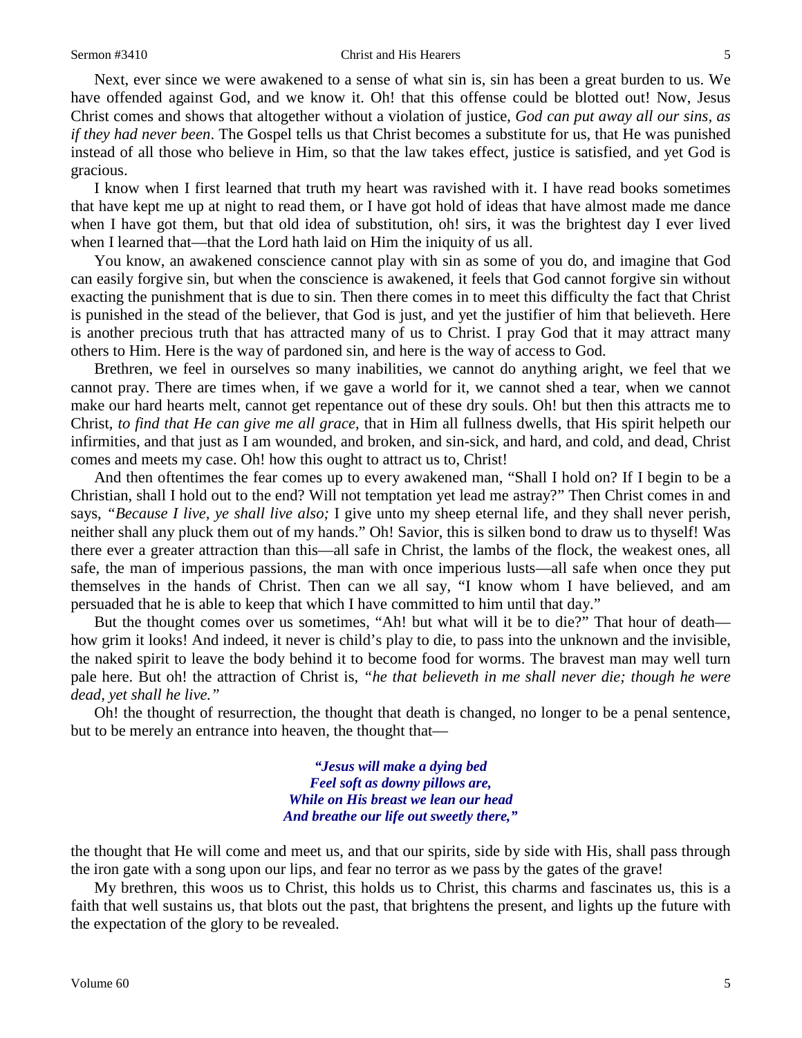Next, ever since we were awakened to a sense of what sin is, sin has been a great burden to us. We have offended against God, and we know it. Oh! that this offense could be blotted out! Now, Jesus Christ comes and shows that altogether without a violation of justice, *God can put away all our sins, as if they had never been*. The Gospel tells us that Christ becomes a substitute for us, that He was punished instead of all those who believe in Him, so that the law takes effect, justice is satisfied, and yet God is gracious.

I know when I first learned that truth my heart was ravished with it. I have read books sometimes that have kept me up at night to read them, or I have got hold of ideas that have almost made me dance when I have got them, but that old idea of substitution, oh! sirs, it was the brightest day I ever lived when I learned that—that the Lord hath laid on Him the iniquity of us all.

You know, an awakened conscience cannot play with sin as some of you do, and imagine that God can easily forgive sin, but when the conscience is awakened, it feels that God cannot forgive sin without exacting the punishment that is due to sin. Then there comes in to meet this difficulty the fact that Christ is punished in the stead of the believer, that God is just, and yet the justifier of him that believeth. Here is another precious truth that has attracted many of us to Christ. I pray God that it may attract many others to Him. Here is the way of pardoned sin, and here is the way of access to God.

Brethren, we feel in ourselves so many inabilities, we cannot do anything aright, we feel that we cannot pray. There are times when, if we gave a world for it, we cannot shed a tear, when we cannot make our hard hearts melt, cannot get repentance out of these dry souls. Oh! but then this attracts me to Christ, *to find that He can give me all grace*, that in Him all fullness dwells, that His spirit helpeth our infirmities, and that just as I am wounded, and broken, and sin-sick, and hard, and cold, and dead, Christ comes and meets my case. Oh! how this ought to attract us to, Christ!

And then oftentimes the fear comes up to every awakened man, "Shall I hold on? If I begin to be a Christian, shall I hold out to the end? Will not temptation yet lead me astray?" Then Christ comes in and says, *"Because I live, ye shall live also;* I give unto my sheep eternal life, and they shall never perish, neither shall any pluck them out of my hands." Oh! Savior, this is silken bond to draw us to thyself! Was there ever a greater attraction than this—all safe in Christ, the lambs of the flock, the weakest ones, all safe, the man of imperious passions, the man with once imperious lusts—all safe when once they put themselves in the hands of Christ. Then can we all say, "I know whom I have believed, and am persuaded that he is able to keep that which I have committed to him until that day."

But the thought comes over us sometimes, "Ah! but what will it be to die?" That hour of death—how grim it looks! And indeed, it never is child's play to die, to pass into the unknown and the invisible, the naked spirit to leave the body behind it to become food for worms. The bravest man may well turn pale here. But oh! the attraction of Christ is, *"he that believeth in me shall never die; though he were dead, yet shall he live."*

Oh! the thought of resurrection, the thought that death is changed, no longer to be a penal sentence, but to be merely an entrance into heaven, the thought that—

> ***"Jesus will make a dying bed***
> ***Feel soft as downy pillows are,***
> ***While on His breast we lean our head***
> ***And breathe our life out sweetly there,"***

the thought that He will come and meet us, and that our spirits, side by side with His, shall pass through the iron gate with a song upon our lips, and fear no terror as we pass by the gates of the grave!

My brethren, this woos us to Christ, this holds us to Christ, this charms and fascinates us, this is a faith that well sustains us, that blots out the past, that brightens the present, and lights up the future with the expectation of the glory to be revealed.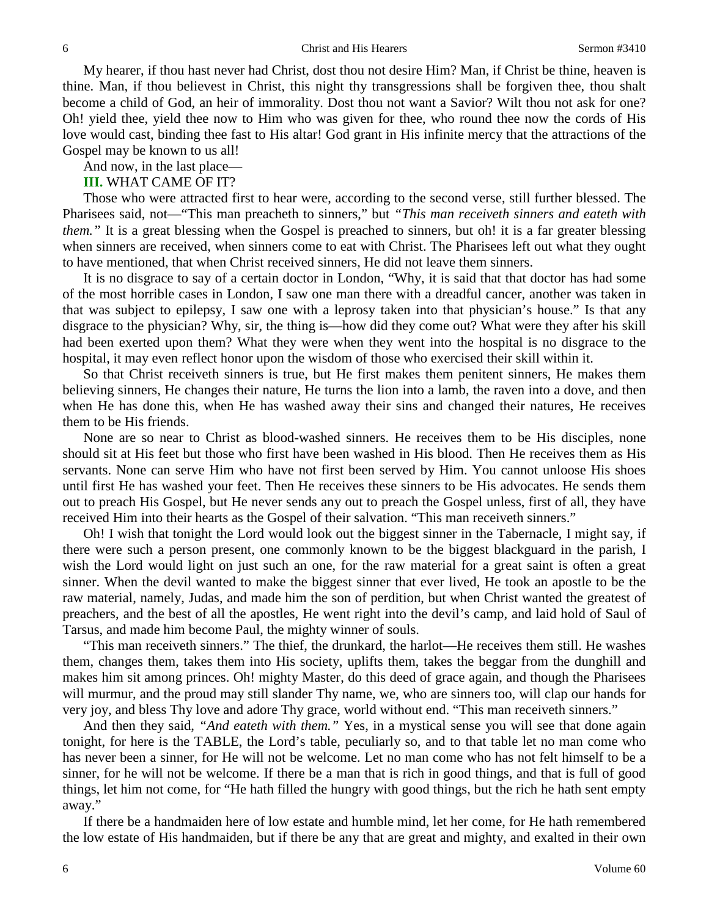My hearer, if thou hast never had Christ, dost thou not desire Him? Man, if Christ be thine, heaven is thine. Man, if thou believest in Christ, this night thy transgressions shall be forgiven thee, thou shalt become a child of God, an heir of immorality. Dost thou not want a Savior? Wilt thou not ask for one? Oh! yield thee, yield thee now to Him who was given for thee, who round thee now the cords of His love would cast, binding thee fast to His altar! God grant in His infinite mercy that the attractions of the Gospel may be known to us all!

And now, in the last place—

**III.** WHAT CAME OF IT?

Those who were attracted first to hear were, according to the second verse, still further blessed. The Pharisees said, not—"This man preacheth to sinners," but *"This man receiveth sinners and eateth with them."* It is a great blessing when the Gospel is preached to sinners, but oh! it is a far greater blessing when sinners are received, when sinners come to eat with Christ. The Pharisees left out what they ought to have mentioned, that when Christ received sinners, He did not leave them sinners.

It is no disgrace to say of a certain doctor in London, "Why, it is said that that doctor has had some of the most horrible cases in London, I saw one man there with a dreadful cancer, another was taken in that was subject to epilepsy, I saw one with a leprosy taken into that physician's house." Is that any disgrace to the physician? Why, sir, the thing is—how did they come out? What were they after his skill had been exerted upon them? What they were when they went into the hospital is no disgrace to the hospital, it may even reflect honor upon the wisdom of those who exercised their skill within it.

So that Christ receiveth sinners is true, but He first makes them penitent sinners, He makes them believing sinners, He changes their nature, He turns the lion into a lamb, the raven into a dove, and then when He has done this, when He has washed away their sins and changed their natures, He receives them to be His friends.

None are so near to Christ as blood-washed sinners. He receives them to be His disciples, none should sit at His feet but those who first have been washed in His blood. Then He receives them as His servants. None can serve Him who have not first been served by Him. You cannot unloose His shoes until first He has washed your feet. Then He receives these sinners to be His advocates. He sends them out to preach His Gospel, but He never sends any out to preach the Gospel unless, first of all, they have received Him into their hearts as the Gospel of their salvation. "This man receiveth sinners."

Oh! I wish that tonight the Lord would look out the biggest sinner in the Tabernacle, I might say, if there were such a person present, one commonly known to be the biggest blackguard in the parish, I wish the Lord would light on just such an one, for the raw material for a great saint is often a great sinner. When the devil wanted to make the biggest sinner that ever lived, He took an apostle to be the raw material, namely, Judas, and made him the son of perdition, but when Christ wanted the greatest of preachers, and the best of all the apostles, He went right into the devil's camp, and laid hold of Saul of Tarsus, and made him become Paul, the mighty winner of souls.

"This man receiveth sinners." The thief, the drunkard, the harlot—He receives them still. He washes them, changes them, takes them into His society, uplifts them, takes the beggar from the dunghill and makes him sit among princes. Oh! mighty Master, do this deed of grace again, and though the Pharisees will murmur, and the proud may still slander Thy name, we, who are sinners too, will clap our hands for very joy, and bless Thy love and adore Thy grace, world without end. "This man receiveth sinners."

And then they said, *"And eateth with them."* Yes, in a mystical sense you will see that done again tonight, for here is the TABLE, the Lord's table, peculiarly so, and to that table let no man come who has never been a sinner, for He will not be welcome. Let no man come who has not felt himself to be a sinner, for he will not be welcome. If there be a man that is rich in good things, and that is full of good things, let him not come, for "He hath filled the hungry with good things, but the rich he hath sent empty away."

If there be a handmaiden here of low estate and humble mind, let her come, for He hath remembered the low estate of His handmaiden, but if there be any that are great and mighty, and exalted in their own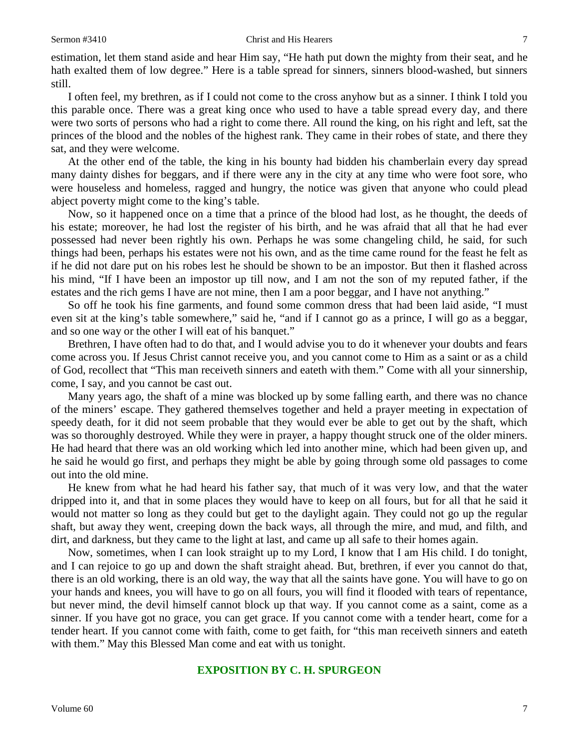estimation, let them stand aside and hear Him say, "He hath put down the mighty from their seat, and he hath exalted them of low degree." Here is a table spread for sinners, sinners blood-washed, but sinners still.

I often feel, my brethren, as if I could not come to the cross anyhow but as a sinner. I think I told you this parable once. There was a great king once who used to have a table spread every day, and there were two sorts of persons who had a right to come there. All round the king, on his right and left, sat the princes of the blood and the nobles of the highest rank. They came in their robes of state, and there they sat, and they were welcome.

At the other end of the table, the king in his bounty had bidden his chamberlain every day spread many dainty dishes for beggars, and if there were any in the city at any time who were foot sore, who were houseless and homeless, ragged and hungry, the notice was given that anyone who could plead abject poverty might come to the king's table.

Now, so it happened once on a time that a prince of the blood had lost, as he thought, the deeds of his estate; moreover, he had lost the register of his birth, and he was afraid that all that he had ever possessed had never been rightly his own. Perhaps he was some changeling child, he said, for such things had been, perhaps his estates were not his own, and as the time came round for the feast he felt as if he did not dare put on his robes lest he should be shown to be an impostor. But then it flashed across his mind, "If I have been an impostor up till now, and I am not the son of my reputed father, if the estates and the rich gems I have are not mine, then I am a poor beggar, and I have not anything."

So off he took his fine garments, and found some common dress that had been laid aside, "I must even sit at the king's table somewhere," said he, "and if I cannot go as a prince, I will go as a beggar, and so one way or the other I will eat of his banquet."

Brethren, I have often had to do that, and I would advise you to do it whenever your doubts and fears come across you. If Jesus Christ cannot receive you, and you cannot come to Him as a saint or as a child of God, recollect that "This man receiveth sinners and eateth with them." Come with all your sinnership, come, I say, and you cannot be cast out.

Many years ago, the shaft of a mine was blocked up by some falling earth, and there was no chance of the miners' escape. They gathered themselves together and held a prayer meeting in expectation of speedy death, for it did not seem probable that they would ever be able to get out by the shaft, which was so thoroughly destroyed. While they were in prayer, a happy thought struck one of the older miners. He had heard that there was an old working which led into another mine, which had been given up, and he said he would go first, and perhaps they might be able by going through some old passages to come out into the old mine.

He knew from what he had heard his father say, that much of it was very low, and that the water dripped into it, and that in some places they would have to keep on all fours, but for all that he said it would not matter so long as they could but get to the daylight again. They could not go up the regular shaft, but away they went, creeping down the back ways, all through the mire, and mud, and filth, and dirt, and darkness, but they came to the light at last, and came up all safe to their homes again.

Now, sometimes, when I can look straight up to my Lord, I know that I am His child. I do tonight, and I can rejoice to go up and down the shaft straight ahead. But, brethren, if ever you cannot do that, there is an old working, there is an old way, the way that all the saints have gone. You will have to go on your hands and knees, you will have to go on all fours, you will find it flooded with tears of repentance, but never mind, the devil himself cannot block up that way. If you cannot come as a saint, come as a sinner. If you have got no grace, you can get grace. If you cannot come with a tender heart, come for a tender heart. If you cannot come with faith, come to get faith, for "this man receiveth sinners and eateth with them." May this Blessed Man come and eat with us tonight.

## EXPOSITION BY C. H. SPURGEON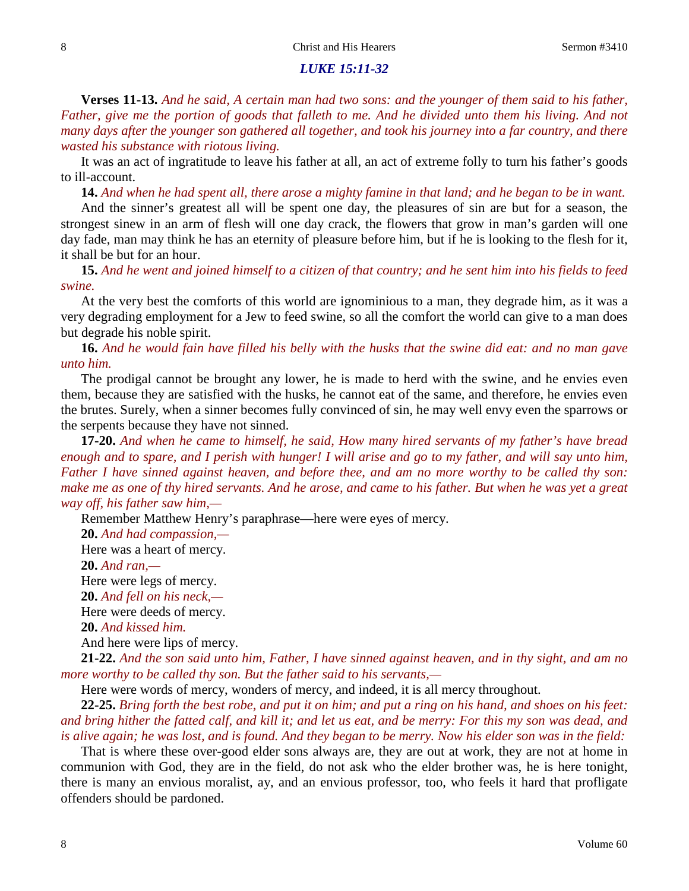## *LUKE 15:11-32*

**Verses 11-13.** *And he said, A certain man had two sons: and the younger of them said to his father, Father, give me the portion of goods that falleth to me. And he divided unto them his living. And not many days after the younger son gathered all together, and took his journey into a far country, and there wasted his substance with riotous living.*

It was an act of ingratitude to leave his father at all, an act of extreme folly to turn his father's goods to ill-account.

**14.** *And when he had spent all, there arose a mighty famine in that land; and he began to be in want.*

And the sinner's greatest all will be spent one day, the pleasures of sin are but for a season, the strongest sinew in an arm of flesh will one day crack, the flowers that grow in man's garden will one day fade, man may think he has an eternity of pleasure before him, but if he is looking to the flesh for it, it shall be but for an hour.

**15.** *And he went and joined himself to a citizen of that country; and he sent him into his fields to feed swine.*

At the very best the comforts of this world are ignominious to a man, they degrade him, as it was a very degrading employment for a Jew to feed swine, so all the comfort the world can give to a man does but degrade his noble spirit.

**16.** *And he would fain have filled his belly with the husks that the swine did eat: and no man gave unto him.*

The prodigal cannot be brought any lower, he is made to herd with the swine, and he envies even them, because they are satisfied with the husks, he cannot eat of the same, and therefore, he envies even the brutes. Surely, when a sinner becomes fully convinced of sin, he may well envy even the sparrows or the serpents because they have not sinned.

**17-20.** *And when he came to himself, he said, How many hired servants of my father's have bread enough and to spare, and I perish with hunger! I will arise and go to my father, and will say unto him, Father I have sinned against heaven, and before thee, and am no more worthy to be called thy son: make me as one of thy hired servants. And he arose, and came to his father. But when he was yet a great way off, his father saw him,—*

Remember Matthew Henry's paraphrase—here were eyes of mercy.

**20.** *And had compassion,—*

Here was a heart of mercy.

**20.** *And ran,—*

Here were legs of mercy.

**20.** *And fell on his neck,—*

Here were deeds of mercy.

**20.** *And kissed him.*

And here were lips of mercy.

**21-22.** *And the son said unto him, Father, I have sinned against heaven, and in thy sight, and am no more worthy to be called thy son. But the father said to his servants,—*

Here were words of mercy, wonders of mercy, and indeed, it is all mercy throughout.

**22-25.** *Bring forth the best robe, and put it on him; and put a ring on his hand, and shoes on his feet: and bring hither the fatted calf, and kill it; and let us eat, and be merry: For this my son was dead, and is alive again; he was lost, and is found. And they began to be merry. Now his elder son was in the field:*

That is where these over-good elder sons always are, they are out at work, they are not at home in communion with God, they are in the field, do not ask who the elder brother was, he is here tonight, there is many an envious moralist, ay, and an envious professor, too, who feels it hard that profligate offenders should be pardoned.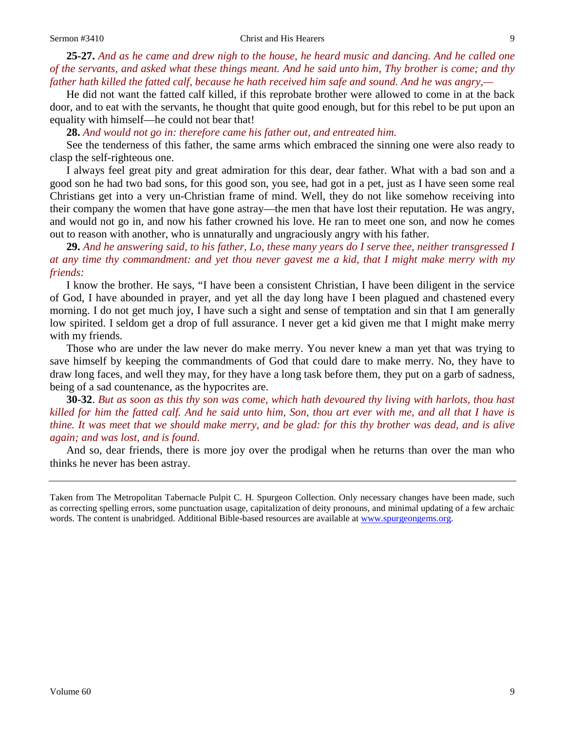**25-27.** *And as he came and drew nigh to the house, he heard music and dancing. And he called one of the servants, and asked what these things meant. And he said unto him, Thy brother is come; and thy father hath killed the fatted calf, because he hath received him safe and sound. And he was angry,—*

He did not want the fatted calf killed, if this reprobate brother were allowed to come in at the back door, and to eat with the servants, he thought that quite good enough, but for this rebel to be put upon an equality with himself—he could not bear that!

**28.** *And would not go in: therefore came his father out, and entreated him.*

See the tenderness of this father, the same arms which embraced the sinning one were also ready to clasp the self-righteous one.

I always feel great pity and great admiration for this dear, dear father. What with a bad son and a good son he had two bad sons, for this good son, you see, had got in a pet, just as I have seen some real Christians get into a very un-Christian frame of mind. Well, they do not like somehow receiving into their company the women that have gone astray—the men that have lost their reputation. He was angry, and would not go in, and now his father crowned his love. He ran to meet one son, and now he comes out to reason with another, who is unnaturally and ungraciously angry with his father.

**29.** *And he answering said, to his father, Lo, these many years do I serve thee, neither transgressed I at any time thy commandment: and yet thou never gavest me a kid, that I might make merry with my friends:*

I know the brother. He says, "I have been a consistent Christian, I have been diligent in the service of God, I have abounded in prayer, and yet all the day long have I been plagued and chastened every morning. I do not get much joy, I have such a sight and sense of temptation and sin that I am generally low spirited. I seldom get a drop of full assurance. I never get a kid given me that I might make merry with my friends.

Those who are under the law never do make merry. You never knew a man yet that was trying to save himself by keeping the commandments of God that could dare to make merry. No, they have to draw long faces, and well they may, for they have a long task before them, they put on a garb of sadness, being of a sad countenance, as the hypocrites are.

**30-32**. *But as soon as this thy son was come, which hath devoured thy living with harlots, thou hast killed for him the fatted calf. And he said unto him, Son, thou art ever with me, and all that I have is thine. It was meet that we should make merry, and be glad: for this thy brother was dead, and is alive again; and was lost, and is found.*

And so, dear friends, there is more joy over the prodigal when he returns than over the man who thinks he never has been astray.

---

Taken from The Metropolitan Tabernacle Pulpit C. H. Spurgeon Collection. Only necessary changes have been made, such as correcting spelling errors, some punctuation usage, capitalization of deity pronouns, and minimal updating of a few archaic words. The content is unabridged. Additional Bible-based resources are available at www.spurgeongems.org.